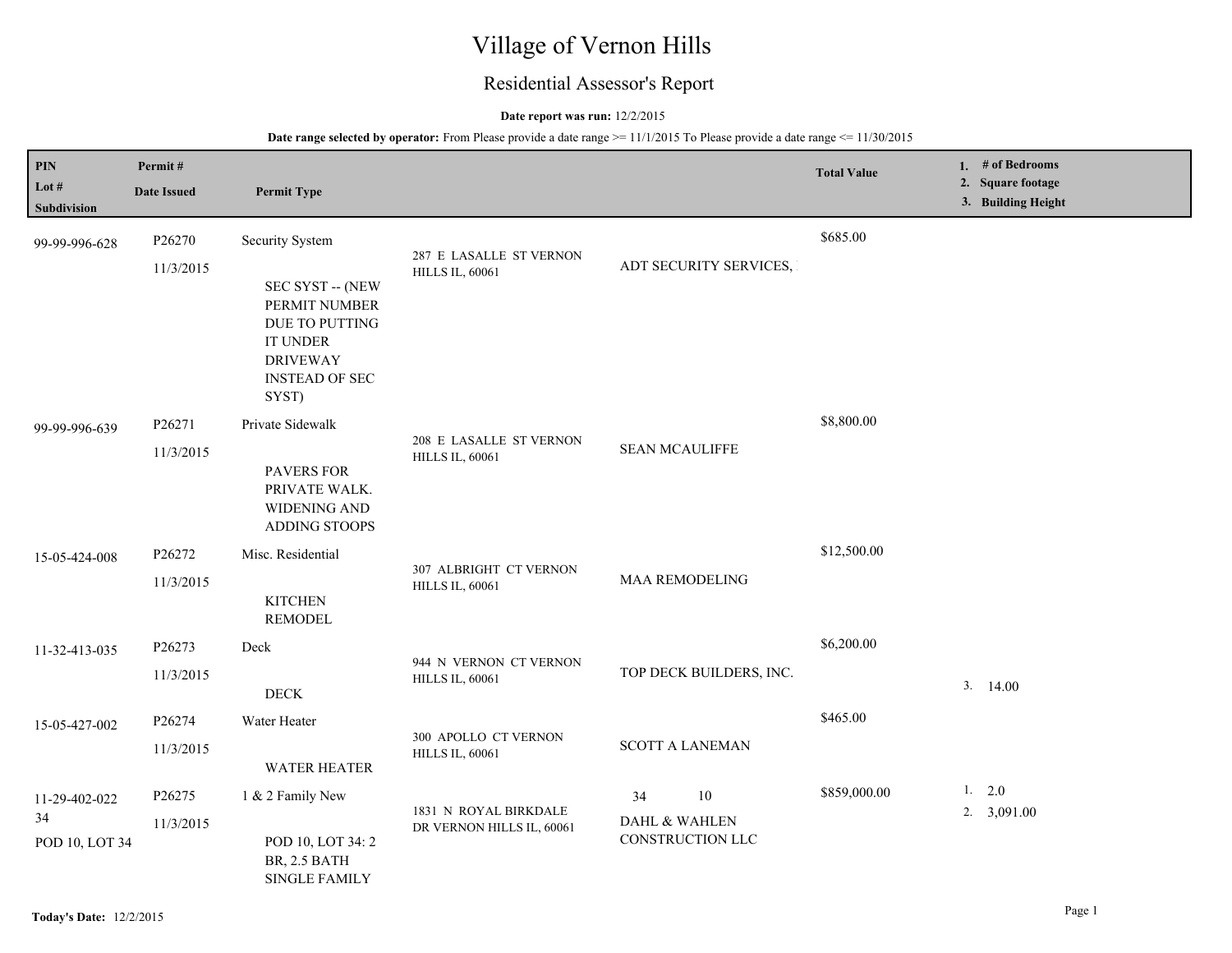# Village of Vernon Hills

## Residential Assessor's Report

**Date report was run:** 12/2/2015

**Date range selected by operator:** From Please provide a date range >= 11/1/2015 To Please provide a date range <= 11/30/2015

| PIN / Lot # / Subdivision | Permit # / Date Issued | Permit Type | Address | Contractor | Total Value | 1. # of Bedrooms 2. Square footage 3. Building Height |
|---|---|---|---|---|---|---|
| 99-99-996-628 | P26270 11/3/2015 | Security System SEC SYST -- (NEW PERMIT NUMBER DUE TO PUTTING IT UNDER DRIVEWAY INSTEAD OF SEC SYST) | 287 E LASALLE ST VERNON HILLS IL, 60061 | ADT SECURITY SERVICES, | $685.00 | |
| 99-99-996-639 | P26271 11/3/2015 | Private Sidewalk PAVERS FOR PRIVATE WALK. WIDENING AND ADDING STOOPS | 208 E LASALLE ST VERNON HILLS IL, 60061 | SEAN MCAULIFFE | $8,800.00 | |
| 15-05-424-008 | P26272 11/3/2015 | Misc. Residential KITCHEN REMODEL | 307 ALBRIGHT CT VERNON HILLS IL, 60061 | MAA REMODELING | $12,500.00 | |
| 11-32-413-035 | P26273 11/3/2015 | Deck DECK | 944 N VERNON CT VERNON HILLS IL, 60061 | TOP DECK BUILDERS, INC. | $6,200.00 | 3. 14.00 |
| 15-05-427-002 | P26274 11/3/2015 | Water Heater WATER HEATER | 300 APOLLO CT VERNON HILLS IL, 60061 | SCOTT A LANEMAN | $465.00 | |
| 11-29-402-022 34 POD 10, LOT 34 | P26275 11/3/2015 | 1 & 2 Family New POD 10, LOT 34: 2 BR, 2.5 BATH SINGLE FAMILY | 1831 N ROYAL BIRKDALE DR VERNON HILLS IL, 60061 | 34 10 DAHL & WAHLEN CONSTRUCTION LLC | $859,000.00 | 1. 2.0 2. 3,091.00 |

**Today's Date:** 12/2/2015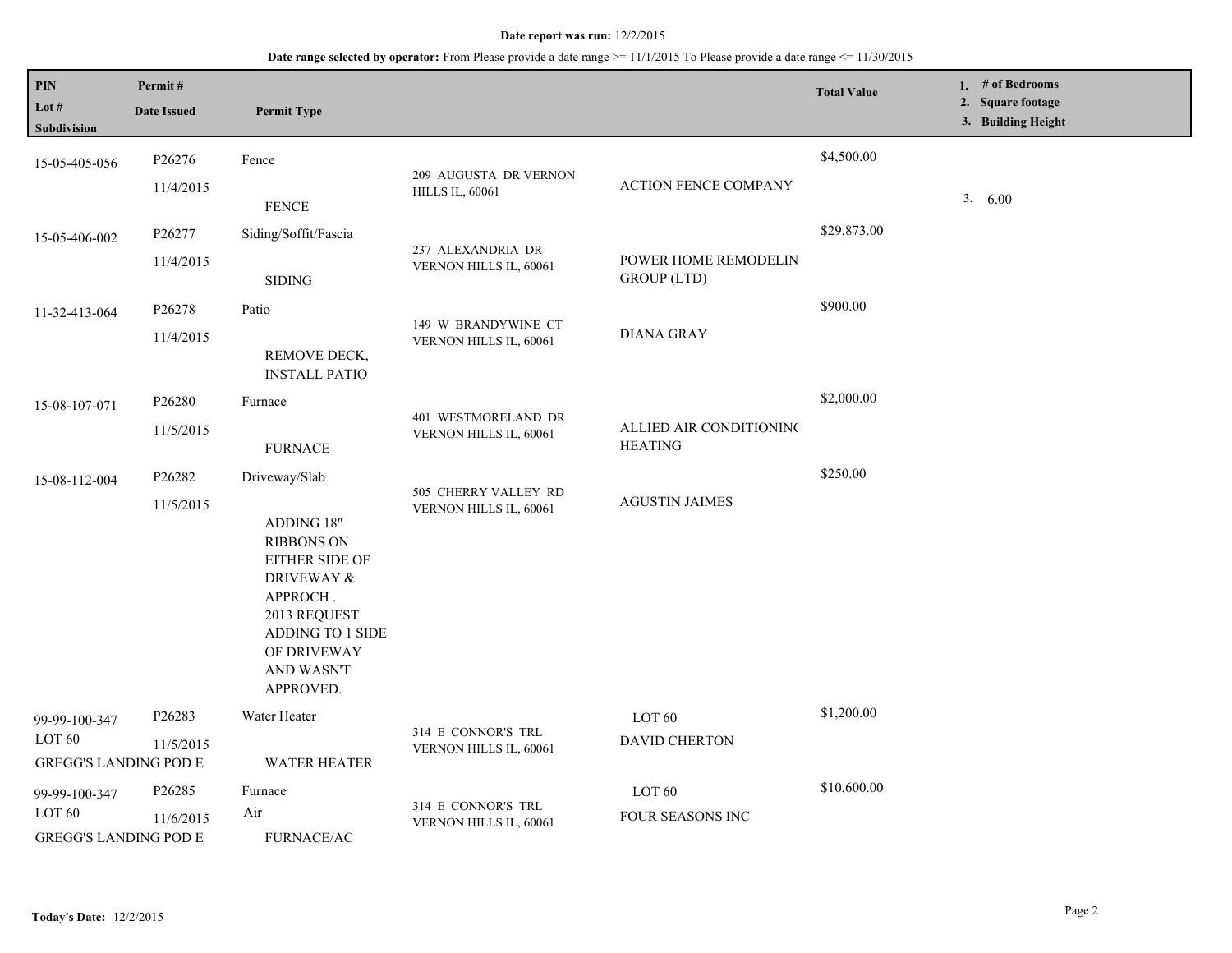**Date report was run:** 12/2/2015

**Date range selected by operator:** From Please provide a date range >= 11/1/2015 To Please provide a date range <= 11/30/2015

| PIN / Lot # / Subdivision | Permit # / Date Issued | Permit Type | | | Total Value | 1. # of Bedrooms 2. Square footage 3. Building Height |
|---|---|---|---|---|---|---|
| 15-05-405-056 | P26276 11/4/2015 | Fence FENCE | 209 AUGUSTA DR VERNON HILLS IL, 60061 | ACTION FENCE COMPANY | $4,500.00 | 3. 6.00 |
| 15-05-406-002 | P26277 11/4/2015 | Siding/Soffit/Fascia SIDING | 237 ALEXANDRIA DR VERNON HILLS IL, 60061 | POWER HOME REMODELIN GROUP (LTD) | $29,873.00 | |
| 11-32-413-064 | P26278 11/4/2015 | Patio REMOVE DECK, INSTALL PATIO | 149 W BRANDYWINE CT VERNON HILLS IL, 60061 | DIANA GRAY | $900.00 | |
| 15-08-107-071 | P26280 11/5/2015 | Furnace FURNACE | 401 WESTMORELAND DR VERNON HILLS IL, 60061 | ALLIED AIR CONDITIONINC HEATING | $2,000.00 | |
| 15-08-112-004 | P26282 11/5/2015 | Driveway/Slab ADDING 18" RIBBONS ON EITHER SIDE OF DRIVEWAY & APPROCH . 2013 REQUEST ADDING TO 1 SIDE OF DRIVEWAY AND WASN'T APPROVED. | 505 CHERRY VALLEY RD VERNON HILLS IL, 60061 | AGUSTIN JAIMES | $250.00 | |
| 99-99-100-347 LOT 60 GREGG'S LANDING POD E | P26283 11/5/2015 | Water Heater WATER HEATER | 314 E CONNOR'S TRL VERNON HILLS IL, 60061 | LOT 60 DAVID CHERTON | $1,200.00 | |
| 99-99-100-347 LOT 60 GREGG'S LANDING POD E | P26285 11/6/2015 | Furnace Air FURNACE/AC | 314 E CONNOR'S TRL VERNON HILLS IL, 60061 | LOT 60 FOUR SEASONS INC | $10,600.00 | |

**Today's Date:** 12/2/2015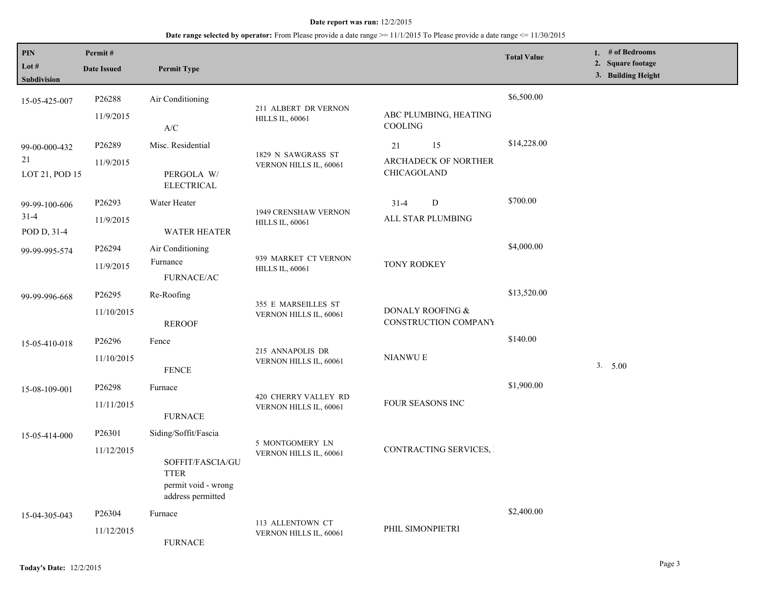**Date report was run:** 12/2/2015

**Date range selected by operator:** From Please provide a date range >= 11/1/2015 To Please provide a date range <= 11/30/2015

| PIN<br>Lot #<br>Subdivision | Permit #<br>Date Issued | Permit Type | | | Total Value | 1. # of Bedrooms<br>2. Square footage<br>3. Building Height |
|---|---|---|---|---|---|---|
| 15-05-425-007 | P26288<br>11/9/2015 | Air Conditioning<br>A/C | 211 ALBERT DR VERNON HILLS IL, 60061 | ABC PLUMBING, HEATING COOLING | $6,500.00 | |
| 99-00-000-432<br>21<br>LOT 21, POD 15 | P26289<br>11/9/2015 | Misc. Residential<br>PERGOLA W/ ELECTRICAL | 1829 N SAWGRASS ST VERNON HILLS IL, 60061 | 21 15<br>ARCHADECK OF NORTHER CHICAGOLAND | $14,228.00 | |
| 99-99-100-606<br>31-4<br>POD D, 31-4 | P26293<br>11/9/2015 | Water Heater<br>WATER HEATER | 1949 CRENSHAW VERNON HILLS IL, 60061 | 31-4 D<br>ALL STAR PLUMBING | $700.00 | |
| 99-99-995-574 | P26294<br>11/9/2015 | Air Conditioning<br>Furnance<br>FURNACE/AC | 939 MARKET CT VERNON HILLS IL, 60061 | TONY RODKEY | $4,000.00 | |
| 99-99-996-668 | P26295<br>11/10/2015 | Re-Roofing<br>REROOF | 355 E MARSEILLES ST VERNON HILLS IL, 60061 | DONALY ROOFING & CONSTRUCTION COMPANY | $13,520.00 | |
| 15-05-410-018 | P26296<br>11/10/2015 | Fence<br>FENCE | 215 ANNAPOLIS DR VERNON HILLS IL, 60061 | NIANWU E | $140.00 | 3. 5.00 |
| 15-08-109-001 | P26298<br>11/11/2015 | Furnace<br>FURNACE | 420 CHERRY VALLEY RD VERNON HILLS IL, 60061 | FOUR SEASONS INC | $1,900.00 | |
| 15-05-414-000 | P26301<br>11/12/2015 | Siding/Soffit/Fascia<br>SOFFIT/FASCIA/GUTTER<br>permit void - wrong address permitted | 5 MONTGOMERY LN VERNON HILLS IL, 60061 | CONTRACTING SERVICES, | | |
| 15-04-305-043 | P26304<br>11/12/2015 | Furnace<br>FURNACE | 113 ALLENTOWN CT VERNON HILLS IL, 60061 | PHIL SIMONPIETRI | $2,400.00 | |

**Today's Date:** 12/2/2015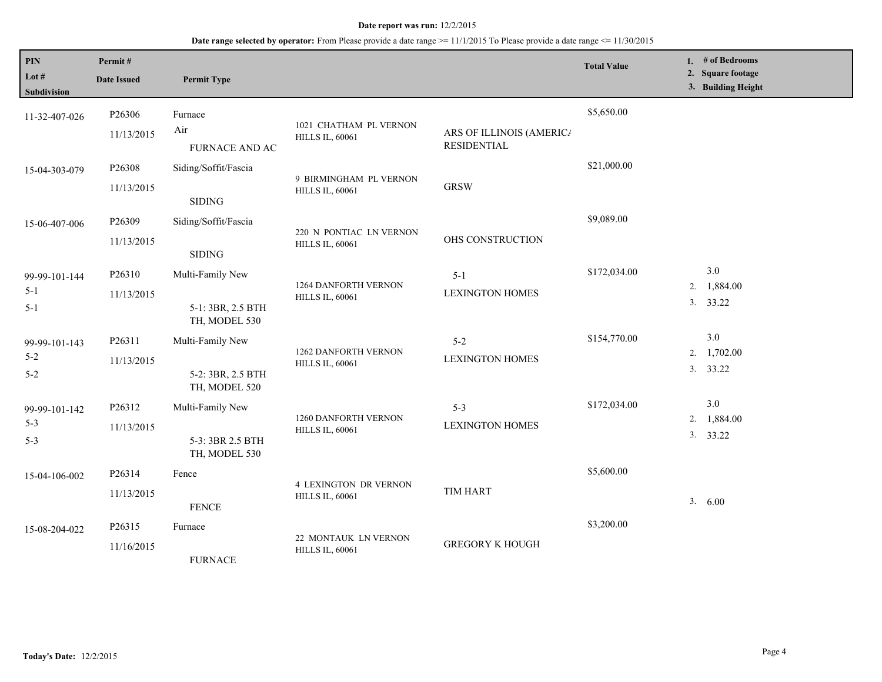**Date report was run:** 12/2/2015

**Date range selected by operator:** From Please provide a date range >= 11/1/2015 To Please provide a date range <= 11/30/2015

| PIN / Lot # / Subdivision | Permit # / Date Issued | Permit Type | | | Total Value | 1. # of Bedrooms 2. Square footage 3. Building Height |
|---|---|---|---|---|---|---|
| 11-32-407-026 | P26306 11/13/2015 | Furnace Air FURNACE AND AC | 1021 CHATHAM PL VERNON HILLS IL, 60061 | ARS OF ILLINOIS (AMERIC/ RESIDENTIAL | $5,650.00 | |
| 15-04-303-079 | P26308 11/13/2015 | Siding/Soffit/Fascia SIDING | 9 BIRMINGHAM PL VERNON HILLS IL, 60061 | GRSW | $21,000.00 | |
| 15-06-407-006 | P26309 11/13/2015 | Siding/Soffit/Fascia SIDING | 220 N PONTIAC LN VERNON HILLS IL, 60061 | OHS CONSTRUCTION | $9,089.00 | |
| 99-99-101-144 5-1 5-1 | P26310 11/13/2015 | Multi-Family New 5-1: 3BR, 2.5 BTH TH, MODEL 530 | 1264 DANFORTH VERNON HILLS IL, 60061 | 5-1 LEXINGTON HOMES | $172,034.00 | 3.0 2. 1,884.00 3. 33.22 |
| 99-99-101-143 5-2 5-2 | P26311 11/13/2015 | Multi-Family New 5-2: 3BR, 2.5 BTH TH, MODEL 520 | 1262 DANFORTH VERNON HILLS IL, 60061 | 5-2 LEXINGTON HOMES | $154,770.00 | 3.0 2. 1,702.00 3. 33.22 |
| 99-99-101-142 5-3 5-3 | P26312 11/13/2015 | Multi-Family New 5-3: 3BR 2.5 BTH TH, MODEL 530 | 1260 DANFORTH VERNON HILLS IL, 60061 | 5-3 LEXINGTON HOMES | $172,034.00 | 3.0 2. 1,884.00 3. 33.22 |
| 15-04-106-002 | P26314 11/13/2015 | Fence FENCE | 4 LEXINGTON DR VERNON HILLS IL, 60061 | TIM HART | $5,600.00 | 3. 6.00 |
| 15-08-204-022 | P26315 11/16/2015 | Furnace FURNACE | 22 MONTAUK LN VERNON HILLS IL, 60061 | GREGORY K HOUGH | $3,200.00 | |

**Today's Date:** 12/2/2015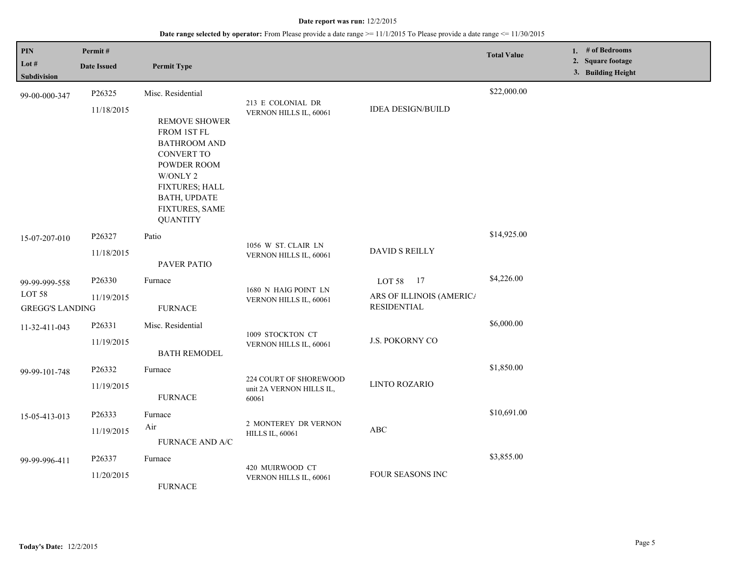**Date report was run:** 12/2/2015

**Date range selected by operator:** From Please provide a date range >= 11/1/2015 To Please provide a date range <= 11/30/2015

| PIN / Lot # / Subdivision | Permit # / Date Issued | Permit Type | | | Total Value | 1. # of Bedrooms 2. Square footage 3. Building Height |
|---|---|---|---|---|---|---|
| 99-00-000-347 | P26325 11/18/2015 | Misc. Residential REMOVE SHOWER FROM 1ST FL BATHROOM AND CONVERT TO POWDER ROOM W/ONLY 2 FIXTURES; HALL BATH, UPDATE FIXTURES, SAME QUANTITY | 213 E COLONIAL DR VERNON HILLS IL, 60061 | IDEA DESIGN/BUILD | $22,000.00 | |
| 15-07-207-010 | P26327 11/18/2015 | Patio PAVER PATIO | 1056 W ST. CLAIR LN VERNON HILLS IL, 60061 | DAVID S REILLY | $14,925.00 | |
| 99-99-999-558 LOT 58 GREGG'S LANDING | P26330 11/19/2015 | Furnace FURNACE | 1680 N HAIG POINT LN VERNON HILLS IL, 60061 | LOT 58 17 ARS OF ILLINOIS (AMERIC/ RESIDENTIAL | $4,226.00 | |
| 11-32-411-043 | P26331 11/19/2015 | Misc. Residential BATH REMODEL | 1009 STOCKTON CT VERNON HILLS IL, 60061 | J.S. POKORNY CO | $6,000.00 | |
| 99-99-101-748 | P26332 11/19/2015 | Furnace FURNACE | 224 COURT OF SHOREWOOD unit 2A VERNON HILLS IL, 60061 | LINTO ROZARIO | $1,850.00 | |
| 15-05-413-013 | P26333 11/19/2015 | Furnace Air FURNACE AND A/C | 2 MONTEREY DR VERNON HILLS IL, 60061 | ABC | $10,691.00 | |
| 99-99-996-411 | P26337 11/20/2015 | Furnace FURNACE | 420 MUIRWOOD CT VERNON HILLS IL, 60061 | FOUR SEASONS INC | $3,855.00 | |

**Today's Date:** 12/2/2015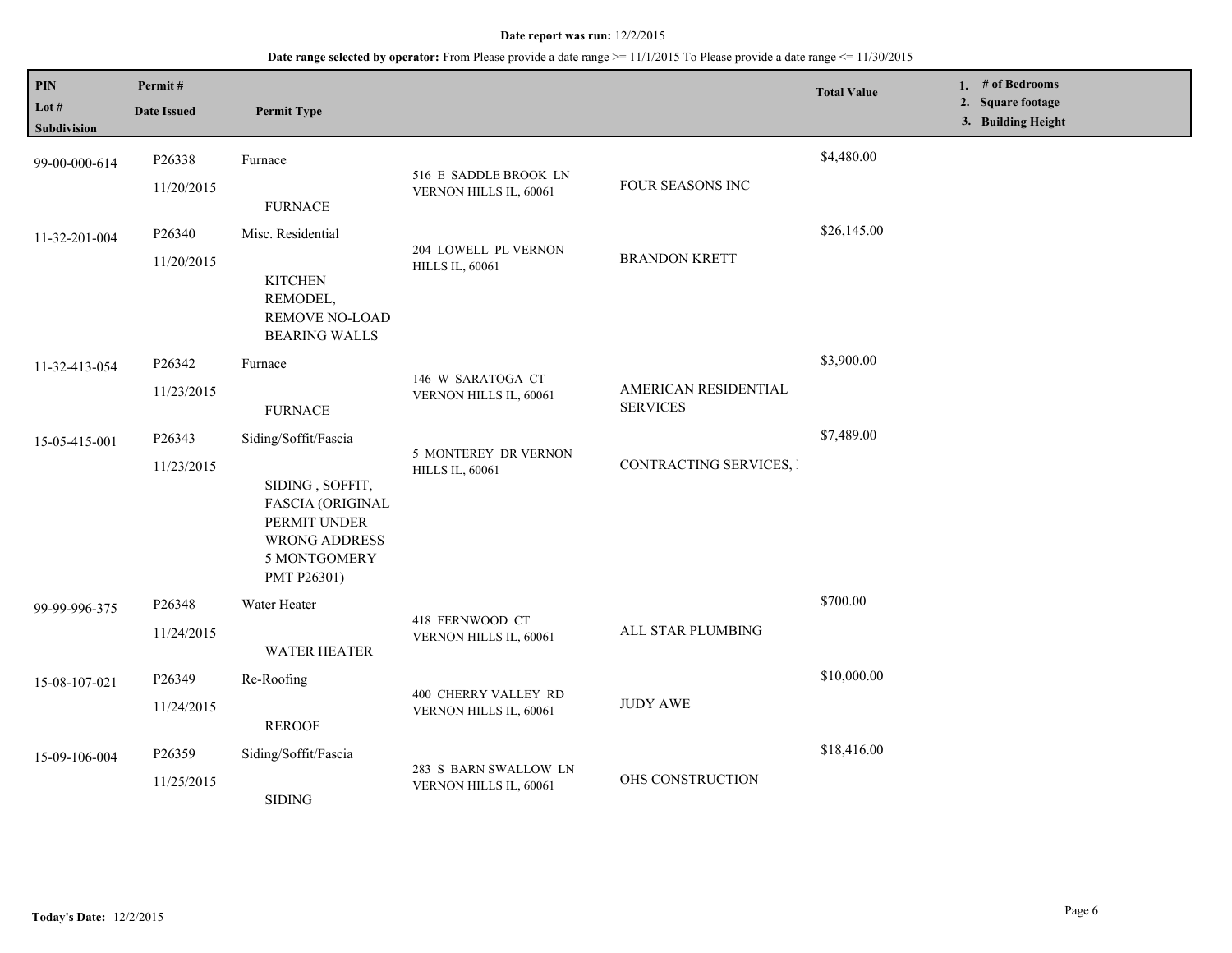**Date report was run:** 12/2/2015

**Date range selected by operator:** From Please provide a date range >= 11/1/2015 To Please provide a date range <= 11/30/2015

| PIN<br>Lot #<br>Subdivision | Permit #<br>Date Issued | Permit Type | | | Total Value | 1. # of Bedrooms<br>2. Square footage<br>3. Building Height |
|---|---|---|---|---|---|---|
| 99-00-000-614 | P26338<br>11/20/2015 | Furnace<br>FURNACE | 516 E SADDLE BROOK LN VERNON HILLS IL, 60061 | FOUR SEASONS INC | $4,480.00 | |
| 11-32-201-004 | P26340<br>11/20/2015 | Misc. Residential<br>KITCHEN REMODEL, REMOVE NO-LOAD BEARING WALLS | 204 LOWELL PL VERNON HILLS IL, 60061 | BRANDON KRETT | $26,145.00 | |
| 11-32-413-054 | P26342<br>11/23/2015 | Furnace<br>FURNACE | 146 W SARATOGA CT VERNON HILLS IL, 60061 | AMERICAN RESIDENTIAL SERVICES | $3,900.00 | |
| 15-05-415-001 | P26343<br>11/23/2015 | Siding/Soffit/Fascia<br>SIDING , SOFFIT, FASCIA (ORIGINAL PERMIT UNDER WRONG ADDRESS 5 MONTGOMERY PMT P26301) | 5 MONTEREY DR VERNON HILLS IL, 60061 | CONTRACTING SERVICES, | $7,489.00 | |
| 99-99-996-375 | P26348<br>11/24/2015 | Water Heater<br>WATER HEATER | 418 FERNWOOD CT VERNON HILLS IL, 60061 | ALL STAR PLUMBING | $700.00 | |
| 15-08-107-021 | P26349<br>11/24/2015 | Re-Roofing<br>REROOF | 400 CHERRY VALLEY RD VERNON HILLS IL, 60061 | JUDY AWE | $10,000.00 | |
| 15-09-106-004 | P26359<br>11/25/2015 | Siding/Soffit/Fascia<br>SIDING | 283 S BARN SWALLOW LN VERNON HILLS IL, 60061 | OHS CONSTRUCTION | $18,416.00 | |

**Today's Date:** 12/2/2015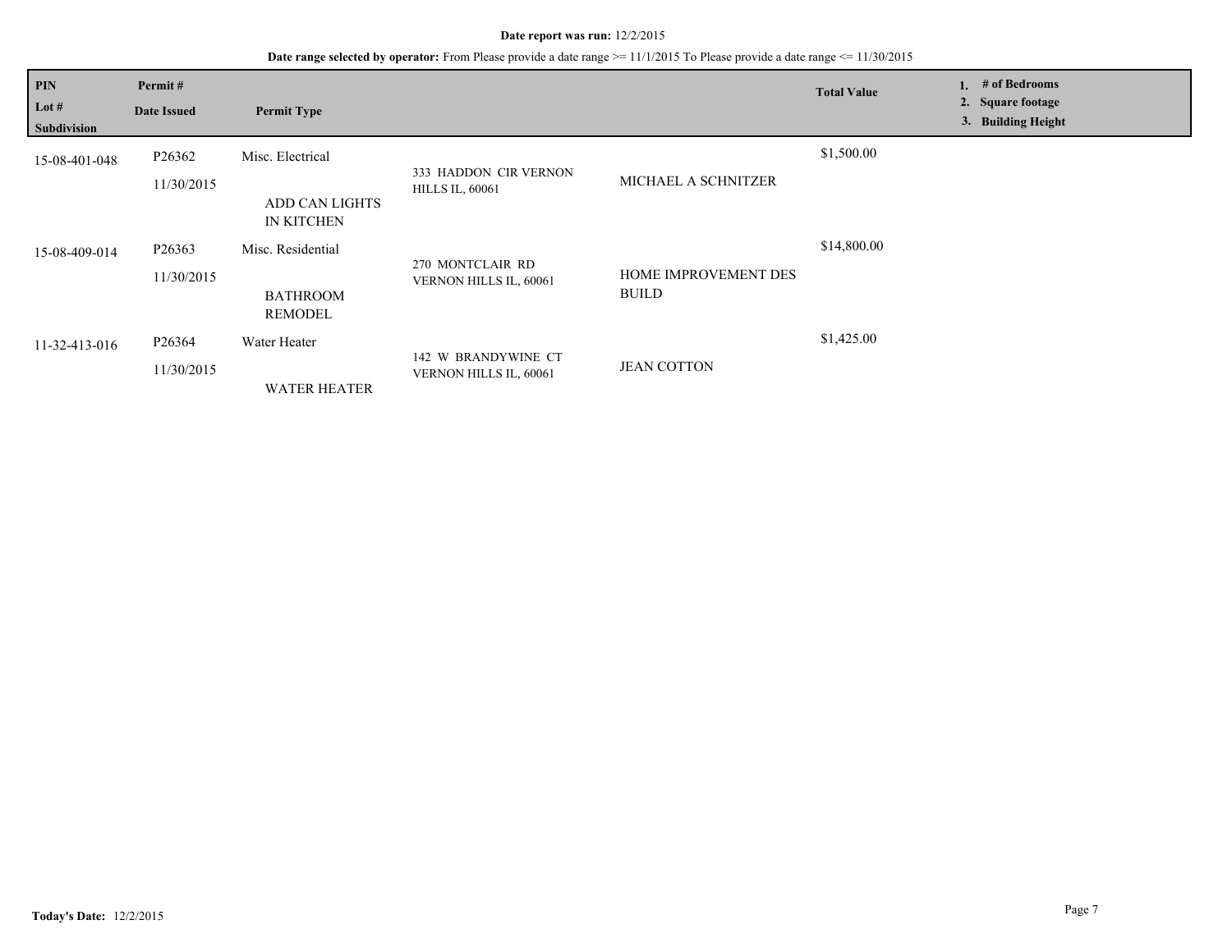**Date report was run:** 12/2/2015

**Date range selected by operator:** From Please provide a date range >= 11/1/2015 To Please provide a date range <= 11/30/2015

| PIN<br>Lot #<br>Subdivision | Permit #<br>Date Issued | Permit Type | | | Total Value | 1. # of Bedrooms<br>2. Square footage<br>3. Building Height |
|---|---|---|---|---|---|---|
| 15-08-401-048 | P26362<br>11/30/2015 | Misc. Electrical<br>ADD CAN LIGHTS IN KITCHEN | 333 HADDON CIR VERNON HILLS IL, 60061 | MICHAEL A SCHNITZER | $1,500.00 | |
| 15-08-409-014 | P26363<br>11/30/2015 | Misc. Residential<br>BATHROOM REMODEL | 270 MONTCLAIR RD VERNON HILLS IL, 60061 | HOME IMPROVEMENT DES BUILD | $14,800.00 | |
| 11-32-413-016 | P26364<br>11/30/2015 | Water Heater<br>WATER HEATER | 142 W BRANDYWINE CT VERNON HILLS IL, 60061 | JEAN COTTON | $1,425.00 | |

**Today's Date:** 12/2/2015